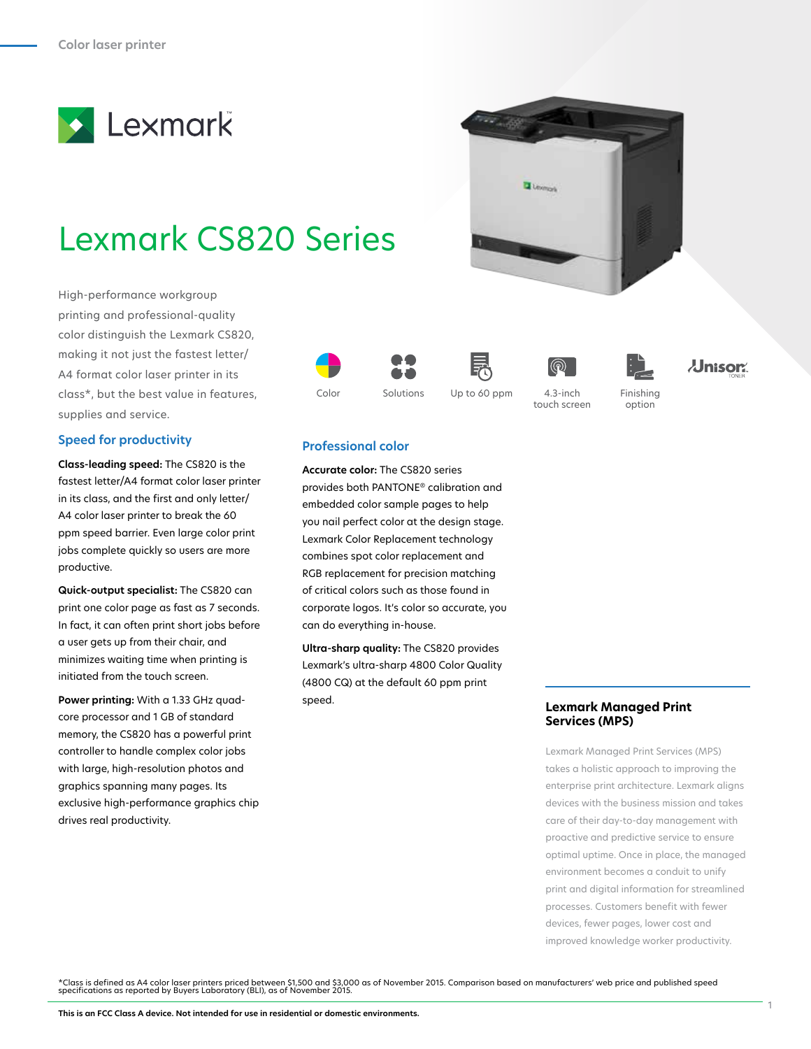Color laser printer

Lexmark

# Lexmark CS820 Series

High-performance workgroup printing and professional-quality color distinguish the Lexmark CS820, making it not just the fastest letter/A4 format color laser printer in its class*, but the best value in features, supplies and service.

Color | Solutions | Up to 60 ppm | 4.3-inch touch screen | Finishing option | Unison TONER

## Speed for productivity

**Class-leading speed:** The CS820 is the fastest letter/A4 format color laser printer in its class, and the first and only letter/A4 color laser printer to break the 60 ppm speed barrier. Even large color print jobs complete quickly so users are more productive.

**Quick-output specialist:** The CS820 can print one color page as fast as 7 seconds. In fact, it can often print short jobs before a user gets up from their chair, and minimizes waiting time when printing is initiated from the touch screen.

**Power printing:** With a 1.33 GHz quad-core processor and 1 GB of standard memory, the CS820 has a powerful print controller to handle complex color jobs with large, high-resolution photos and graphics spanning many pages. Its exclusive high-performance graphics chip drives real productivity.

## Professional color

**Accurate color:** The CS820 series provides both PANTONE® calibration and embedded color sample pages to help you nail perfect color at the design stage. Lexmark Color Replacement technology combines spot color replacement and RGB replacement for precision matching of critical colors such as those found in corporate logos. It's color so accurate, you can do everything in-house.

**Ultra-sharp quality:** The CS820 provides Lexmark's ultra-sharp 4800 Color Quality (4800 CQ) at the default 60 ppm print speed.

## Lexmark Managed Print Services (MPS)

Lexmark Managed Print Services (MPS) takes a holistic approach to improving the enterprise print architecture. Lexmark aligns devices with the business mission and takes care of their day-to-day management with proactive and predictive service to ensure optimal uptime. Once in place, the managed environment becomes a conduit to unify print and digital information for streamlined processes. Customers benefit with fewer devices, fewer pages, lower cost and improved knowledge worker productivity.

*Class is defined as A4 color laser printers priced between $1,500 and $3,000 as of November 2015. Comparison based on manufacturers' web price and published speed specifications as reported by Buyers Laboratory (BLI), as of November 2015.

**This is an FCC Class A device. Not intended for use in residential or domestic environments.**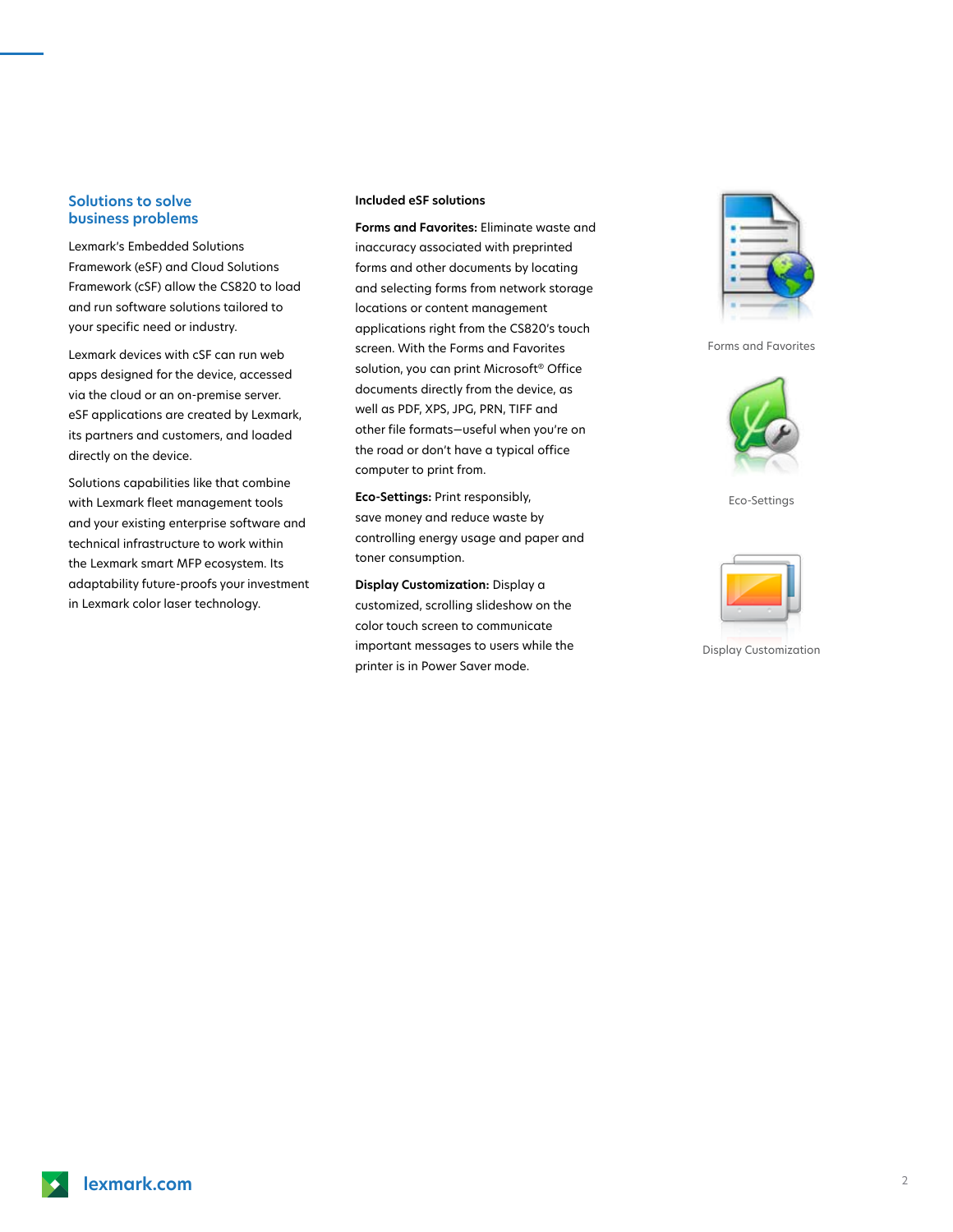## Solutions to solve business problems

Lexmark's Embedded Solutions Framework (eSF) and Cloud Solutions Framework (cSF) allow the CS820 to load and run software solutions tailored to your specific need or industry.

Lexmark devices with cSF can run web apps designed for the device, accessed via the cloud or an on-premise server. eSF applications are created by Lexmark, its partners and customers, and loaded directly on the device.

Solutions capabilities like that combine with Lexmark fleet management tools and your existing enterprise software and technical infrastructure to work within the Lexmark smart MFP ecosystem. Its adaptability future-proofs your investment in Lexmark color laser technology.

**Included eSF solutions**

**Forms and Favorites:** Eliminate waste and inaccuracy associated with preprinted forms and other documents by locating and selecting forms from network storage locations or content management applications right from the CS820's touch screen. With the Forms and Favorites solution, you can print Microsoft® Office documents directly from the device, as well as PDF, XPS, JPG, PRN, TIFF and other file formats—useful when you're on the road or don't have a typical office computer to print from.

**Eco-Settings:** Print responsibly, save money and reduce waste by controlling energy usage and paper and toner consumption.

**Display Customization:** Display a customized, scrolling slideshow on the color touch screen to communicate important messages to users while the printer is in Power Saver mode.

Forms and Favorites

Eco-Settings

Display Customization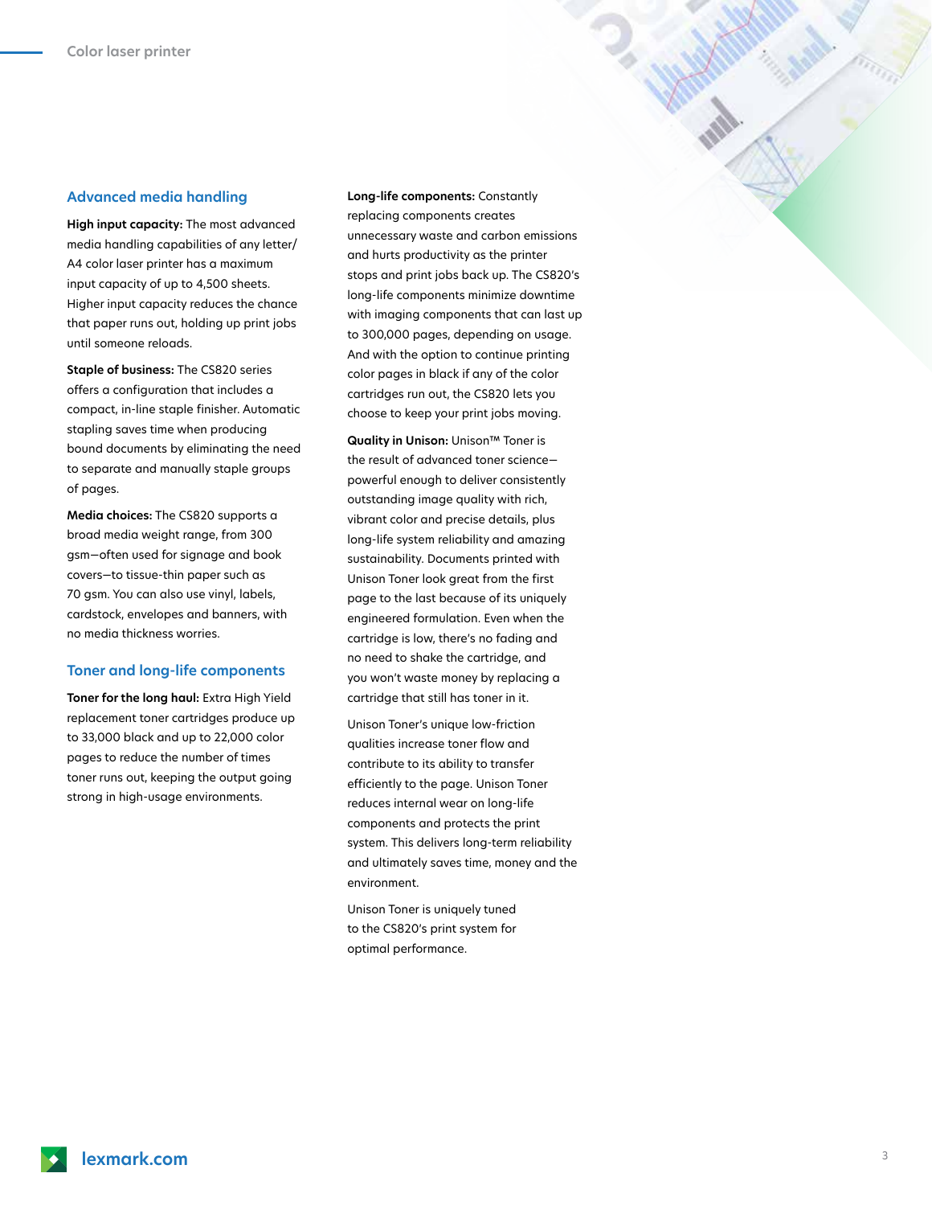## Advanced media handling

**High input capacity:** The most advanced media handling capabilities of any letter/ A4 color laser printer has a maximum input capacity of up to 4,500 sheets. Higher input capacity reduces the chance that paper runs out, holding up print jobs until someone reloads.

**Staple of business:** The CS820 series offers a configuration that includes a compact, in-line staple finisher. Automatic stapling saves time when producing bound documents by eliminating the need to separate and manually staple groups of pages.

**Media choices:** The CS820 supports a broad media weight range, from 300 gsm—often used for signage and book covers—to tissue-thin paper such as 70 gsm. You can also use vinyl, labels, cardstock, envelopes and banners, with no media thickness worries.

## Toner and long-life components

**Toner for the long haul:** Extra High Yield replacement toner cartridges produce up to 33,000 black and up to 22,000 color pages to reduce the number of times toner runs out, keeping the output going strong in high-usage environments.

**Long-life components:** Constantly replacing components creates unnecessary waste and carbon emissions and hurts productivity as the printer stops and print jobs back up. The CS820's long-life components minimize downtime with imaging components that can last up to 300,000 pages, depending on usage. And with the option to continue printing color pages in black if any of the color cartridges run out, the CS820 lets you choose to keep your print jobs moving.

**Quality in Unison:** Unison™ Toner is the result of advanced toner science—powerful enough to deliver consistently outstanding image quality with rich, vibrant color and precise details, plus long-life system reliability and amazing sustainability. Documents printed with Unison Toner look great from the first page to the last because of its uniquely engineered formulation. Even when the cartridge is low, there's no fading and no need to shake the cartridge, and you won't waste money by replacing a cartridge that still has toner in it.

Unison Toner's unique low-friction qualities increase toner flow and contribute to its ability to transfer efficiently to the page. Unison Toner reduces internal wear on long-life components and protects the print system. This delivers long-term reliability and ultimately saves time, money and the environment.

Unison Toner is uniquely tuned to the CS820's print system for optimal performance.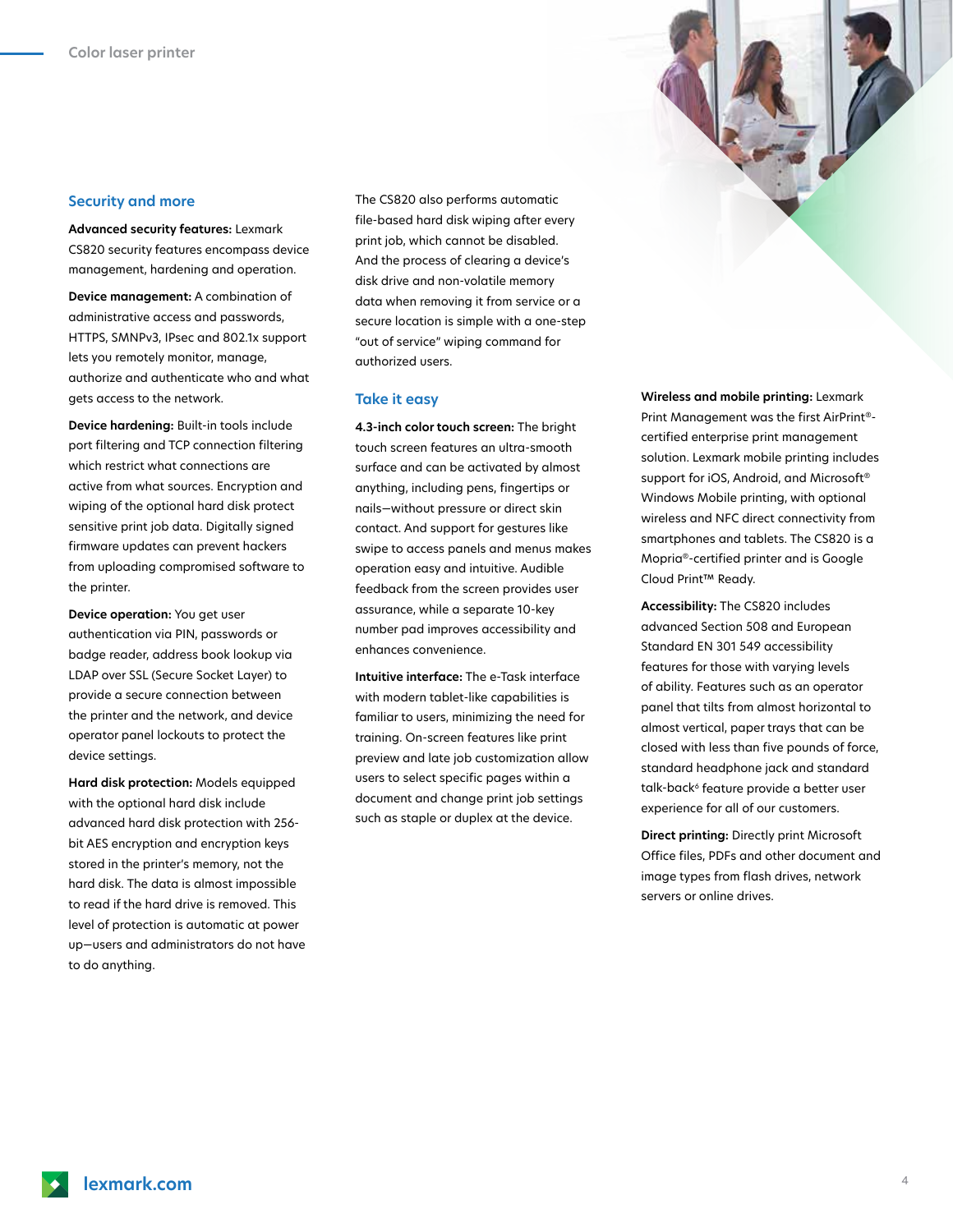## Security and more

**Advanced security features:** Lexmark CS820 security features encompass device management, hardening and operation.

**Device management:** A combination of administrative access and passwords, HTTPS, SMNPv3, IPsec and 802.1x support lets you remotely monitor, manage, authorize and authenticate who and what gets access to the network.

**Device hardening:** Built-in tools include port filtering and TCP connection filtering which restrict what connections are active from what sources. Encryption and wiping of the optional hard disk protect sensitive print job data. Digitally signed firmware updates can prevent hackers from uploading compromised software to the printer.

**Device operation:** You get user authentication via PIN, passwords or badge reader, address book lookup via LDAP over SSL (Secure Socket Layer) to provide a secure connection between the printer and the network, and device operator panel lockouts to protect the device settings.

**Hard disk protection:** Models equipped with the optional hard disk include advanced hard disk protection with 256-bit AES encryption and encryption keys stored in the printer's memory, not the hard disk. The data is almost impossible to read if the hard drive is removed. This level of protection is automatic at power up—users and administrators do not have to do anything.

The CS820 also performs automatic file-based hard disk wiping after every print job, which cannot be disabled. And the process of clearing a device's disk drive and non-volatile memory data when removing it from service or a secure location is simple with a one-step "out of service" wiping command for authorized users.

## Take it easy

**4.3-inch color touch screen:** The bright touch screen features an ultra-smooth surface and can be activated by almost anything, including pens, fingertips or nails—without pressure or direct skin contact. And support for gestures like swipe to access panels and menus makes operation easy and intuitive. Audible feedback from the screen provides user assurance, while a separate 10-key number pad improves accessibility and enhances convenience.

**Intuitive interface:** The e-Task interface with modern tablet-like capabilities is familiar to users, minimizing the need for training. On-screen features like print preview and late job customization allow users to select specific pages within a document and change print job settings such as staple or duplex at the device.

**Wireless and mobile printing:** Lexmark Print Management was the first AirPrint®-certified enterprise print management solution. Lexmark mobile printing includes support for iOS, Android, and Microsoft® Windows Mobile printing, with optional wireless and NFC direct connectivity from smartphones and tablets. The CS820 is a Mopria®-certified printer and is Google Cloud Print™ Ready.

**Accessibility:** The CS820 includes advanced Section 508 and European Standard EN 301 549 accessibility features for those with varying levels of ability. Features such as an operator panel that tilts from almost horizontal to almost vertical, paper trays that can be closed with less than five pounds of force, standard headphone jack and standard talk-back[6] feature provide a better user experience for all of our customers.

**Direct printing:** Directly print Microsoft Office files, PDFs and other document and image types from flash drives, network servers or online drives.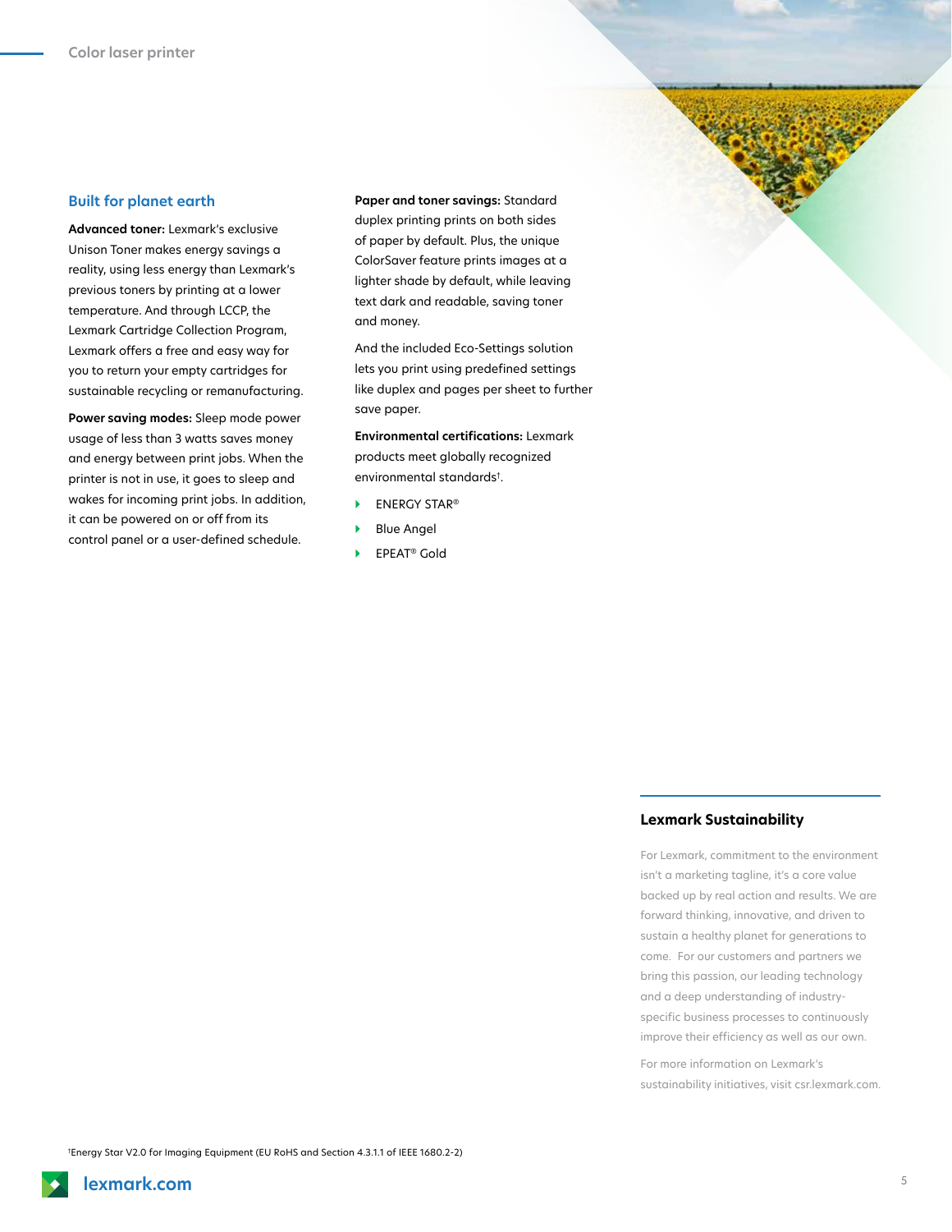## Built for planet earth

**Advanced toner:** Lexmark's exclusive Unison Toner makes energy savings a reality, using less energy than Lexmark's previous toners by printing at a lower temperature. And through LCCP, the Lexmark Cartridge Collection Program, Lexmark offers a free and easy way for you to return your empty cartridges for sustainable recycling or remanufacturing.

**Power saving modes:** Sleep mode power usage of less than 3 watts saves money and energy between print jobs. When the printer is not in use, it goes to sleep and wakes for incoming print jobs. In addition, it can be powered on or off from its control panel or a user-defined schedule.

**Paper and toner savings:** Standard duplex printing prints on both sides of paper by default. Plus, the unique ColorSaver feature prints images at a lighter shade by default, while leaving text dark and readable, saving toner and money.

And the included Eco-Settings solution lets you print using predefined settings like duplex and pages per sheet to further save paper.

**Environmental certifications:** Lexmark products meet globally recognized environmental standards†.

- ENERGY STAR®
- Blue Angel
- EPEAT® Gold

### Lexmark Sustainability

For Lexmark, commitment to the environment isn't a marketing tagline, it's a core value backed up by real action and results. We are forward thinking, innovative, and driven to sustain a healthy planet for generations to come. For our customers and partners we bring this passion, our leading technology and a deep understanding of industry-specific business processes to continuously improve their efficiency as well as our own.

For more information on Lexmark's sustainability initiatives, visit csr.lexmark.com.

†Energy Star V2.0 for Imaging Equipment (EU RoHS and Section 4.3.1.1 of IEEE 1680.2-2)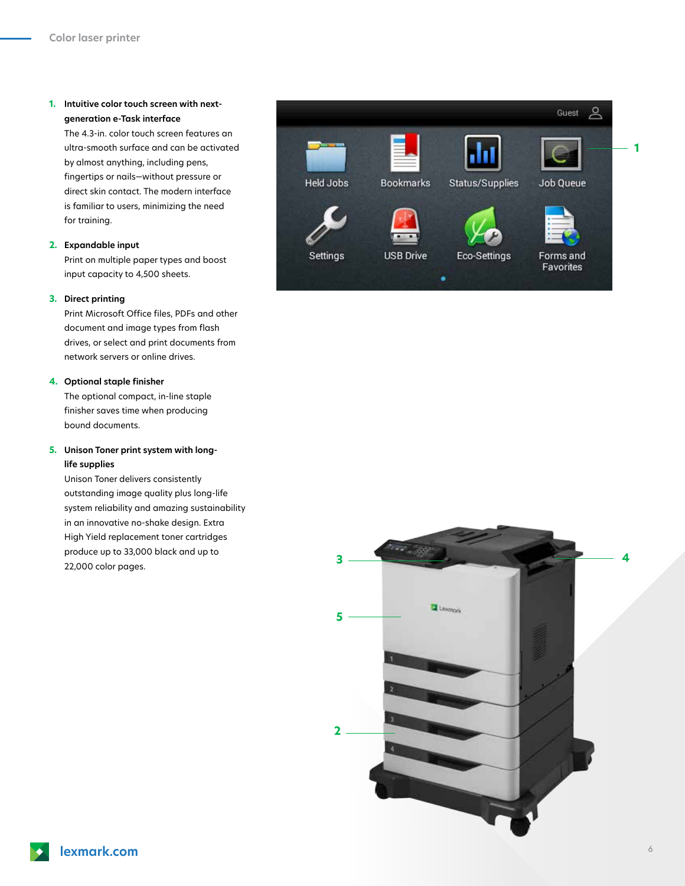## Color laser printer

1. **Intuitive color touch screen with next-generation e-Task interface**
   The 4.3-in. color touch screen features an ultra-smooth surface and can be activated by almost anything, including pens, fingertips or nails—without pressure or direct skin contact. The modern interface is familiar to users, minimizing the need for training.

2. **Expandable input**
   Print on multiple paper types and boost input capacity to 4,500 sheets.

3. **Direct printing**
   Print Microsoft Office files, PDFs and other document and image types from flash drives, or select and print documents from network servers or online drives.

4. **Optional staple finisher**
   The optional compact, in-line staple finisher saves time when producing bound documents.

5. **Unison Toner print system with long-life supplies**
   Unison Toner delivers consistently outstanding image quality plus long-life system reliability and amazing sustainability in an innovative no-shake design. Extra High Yield replacement toner cartridges produce up to 33,000 black and up to 22,000 color pages.

lexmark.com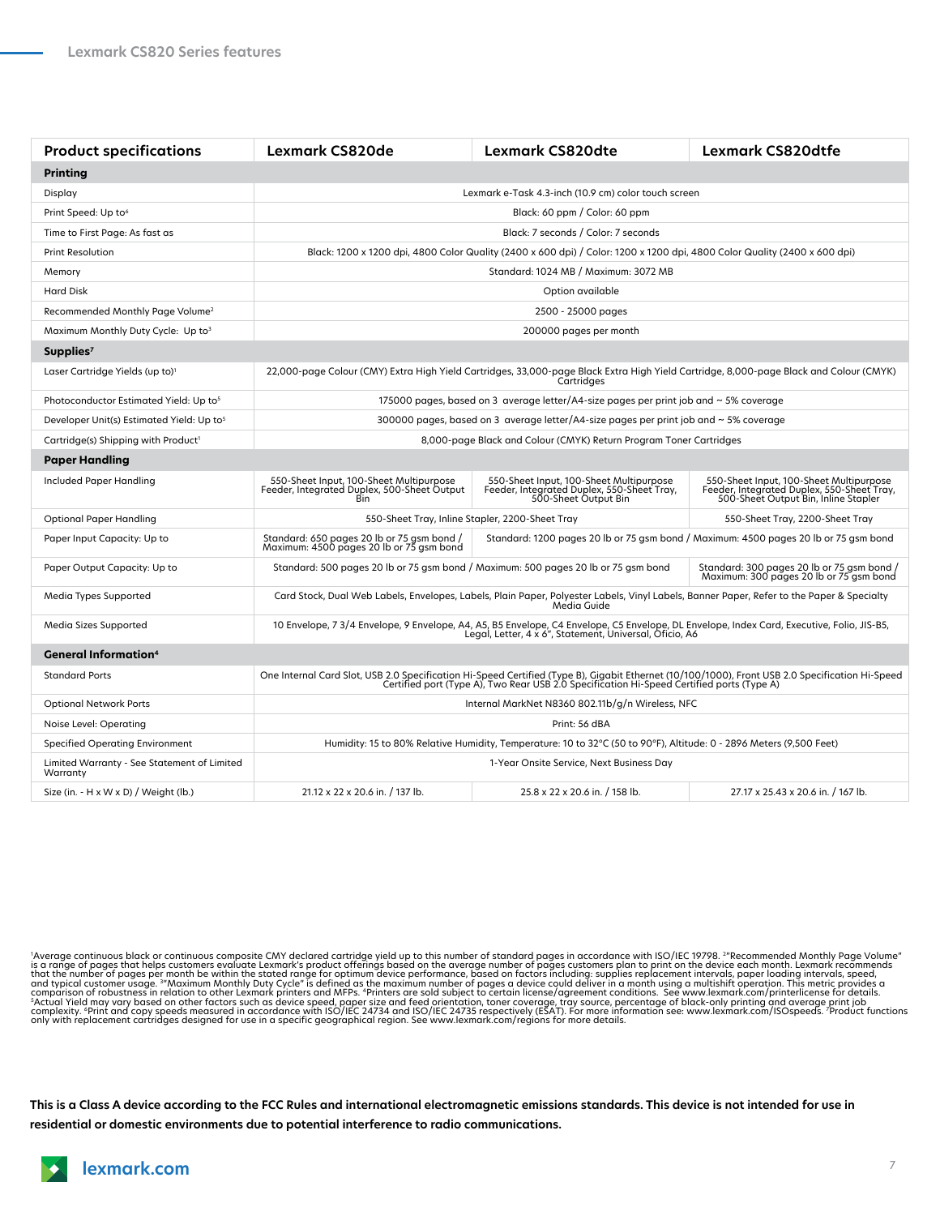## Lexmark CS820 Series features

| Product specifications | Lexmark CS820de | Lexmark CS820dte | Lexmark CS820dtfe |
|---|---|---|---|
| **Printing** | | | |
| Display | Lexmark e-Task 4.3-inch (10.9 cm) color touch screen | | |
| Print Speed: Up to[6] | Black: 60 ppm / Color: 60 ppm | | |
| Time to First Page: As fast as | Black: 7 seconds / Color: 7 seconds | | |
| Print Resolution | Black: 1200 x 1200 dpi, 4800 Color Quality (2400 x 600 dpi) / Color: 1200 x 1200 dpi, 4800 Color Quality (2400 x 600 dpi) | | |
| Memory | Standard: 1024 MB / Maximum: 3072 MB | | |
| Hard Disk | Option available | | |
| Recommended Monthly Page Volume[2] | 2500 - 25000 pages | | |
| Maximum Monthly Duty Cycle: Up to[3] | 200000 pages per month | | |
| **Supplies[7]** | | | |
| Laser Cartridge Yields (up to)[1] | 22,000-page Colour (CMY) Extra High Yield Cartridges, 33,000-page Black Extra High Yield Cartridge, 8,000-page Black and Colour (CMYK) Cartridges | | |
| Photoconductor Estimated Yield: Up to[5] | 175000 pages, based on 3 average letter/A4-size pages per print job and ~ 5% coverage | | |
| Developer Unit(s) Estimated Yield: Up to[5] | 300000 pages, based on 3 average letter/A4-size pages per print job and ~ 5% coverage | | |
| Cartridge(s) Shipping with Product[1] | 8,000-page Black and Colour (CMYK) Return Program Toner Cartridges | | |
| **Paper Handling** | | | |
| Included Paper Handling | 550-Sheet Input, 100-Sheet Multipurpose Feeder, Integrated Duplex, 500-Sheet Output Bin | 550-Sheet Input, 100-Sheet Multipurpose Feeder, Integrated Duplex, 550-Sheet Tray, 500-Sheet Output Bin | 550-Sheet Input, 100-Sheet Multipurpose Feeder, Integrated Duplex, 550-Sheet Tray, 500-Sheet Output Bin, Inline Stapler |
| Optional Paper Handling | 550-Sheet Tray, Inline Stapler, 2200-Sheet Tray | | 550-Sheet Tray, 2200-Sheet Tray |
| Paper Input Capacity: Up to | Standard: 650 pages 20 lb or 75 gsm bond / Maximum: 4500 pages 20 lb or 75 gsm bond | Standard: 1200 pages 20 lb or 75 gsm bond / Maximum: 4500 pages 20 lb or 75 gsm bond | |
| Paper Output Capacity: Up to | Standard: 500 pages 20 lb or 75 gsm bond / Maximum: 500 pages 20 lb or 75 gsm bond | | Standard: 300 pages 20 lb or 75 gsm bond / Maximum: 300 pages 20 lb or 75 gsm bond |
| Media Types Supported | Card Stock, Dual Web Labels, Envelopes, Labels, Plain Paper, Polyester Labels, Vinyl Labels, Banner Paper, Refer to the Paper & Specialty Media Guide | | |
| Media Sizes Supported | 10 Envelope, 7 3/4 Envelope, 9 Envelope, A4, A5, B5 Envelope, C4 Envelope, C5 Envelope, DL Envelope, Index Card, Executive, Folio, JIS-B5, Legal, Letter, 4 x 6", Statement, Universal, Oficio, A6 | | |
| **General Information[4]** | | | |
| Standard Ports | One Internal Card Slot, USB 2.0 Specification Hi-Speed Certified (Type B), Gigabit Ethernet (10/100/1000), Front USB 2.0 Specification Hi-Speed Certified port (Type A), Two Rear USB 2.0 Specification Hi-Speed Certified ports (Type A) | | |
| Optional Network Ports | Internal MarkNet N8360 802.11b/g/n Wireless, NFC | | |
| Noise Level: Operating | Print: 56 dBA | | |
| Specified Operating Environment | Humidity: 15 to 80% Relative Humidity, Temperature: 10 to 32°C (50 to 90°F), Altitude: 0 - 2896 Meters (9,500 Feet) | | |
| Limited Warranty - See Statement of Limited Warranty | 1-Year Onsite Service, Next Business Day | | |
| Size (in. - H x W x D) / Weight (lb.) | 21.12 x 22 x 20.6 in. / 137 lb. | 25.8 x 22 x 20.6 in. / 158 lb. | 27.17 x 25.43 x 20.6 in. / 167 lb. |

[1]Average continuous black or continuous composite CMY declared cartridge yield up to this number of standard pages in accordance with ISO/IEC 19798. [2]"Recommended Monthly Page Volume" is a range of pages that helps customers evaluate Lexmark's product offerings based on the average number of pages customers plan to print on the device each month. Lexmark recommends that the number of pages per month be within the stated range for optimum device performance, based on factors including: supplies replacement intervals, paper loading intervals, speed, and typical customer usage. [3]"Maximum Monthly Duty Cycle" is defined as the maximum number of pages a device could deliver in a month using a multishift operation. This metric provides a comparison of robustness in relation to other Lexmark printers and MFPs. [4]Printers are sold subject to certain license/agreement conditions. See www.lexmark.com/printerlicense for details. [5]Actual Yield may vary based on other factors such as device speed, paper size and feed orientation, toner coverage, tray source, percentage of black-only printing and average print job complexity. [6]Print and copy speeds measured in accordance with ISO/IEC 24734 and ISO/IEC 24735 respectively (ESAT). For more information see: www.lexmark.com/ISOspeeds. [7]Product functions only with replacement cartridges designed for use in a specific geographical region. See www.lexmark.com/regions for more details.

**This is a Class A device according to the FCC Rules and international electromagnetic emissions standards. This device is not intended for use in residential or domestic environments due to potential interference to radio communications.**

lexmark.com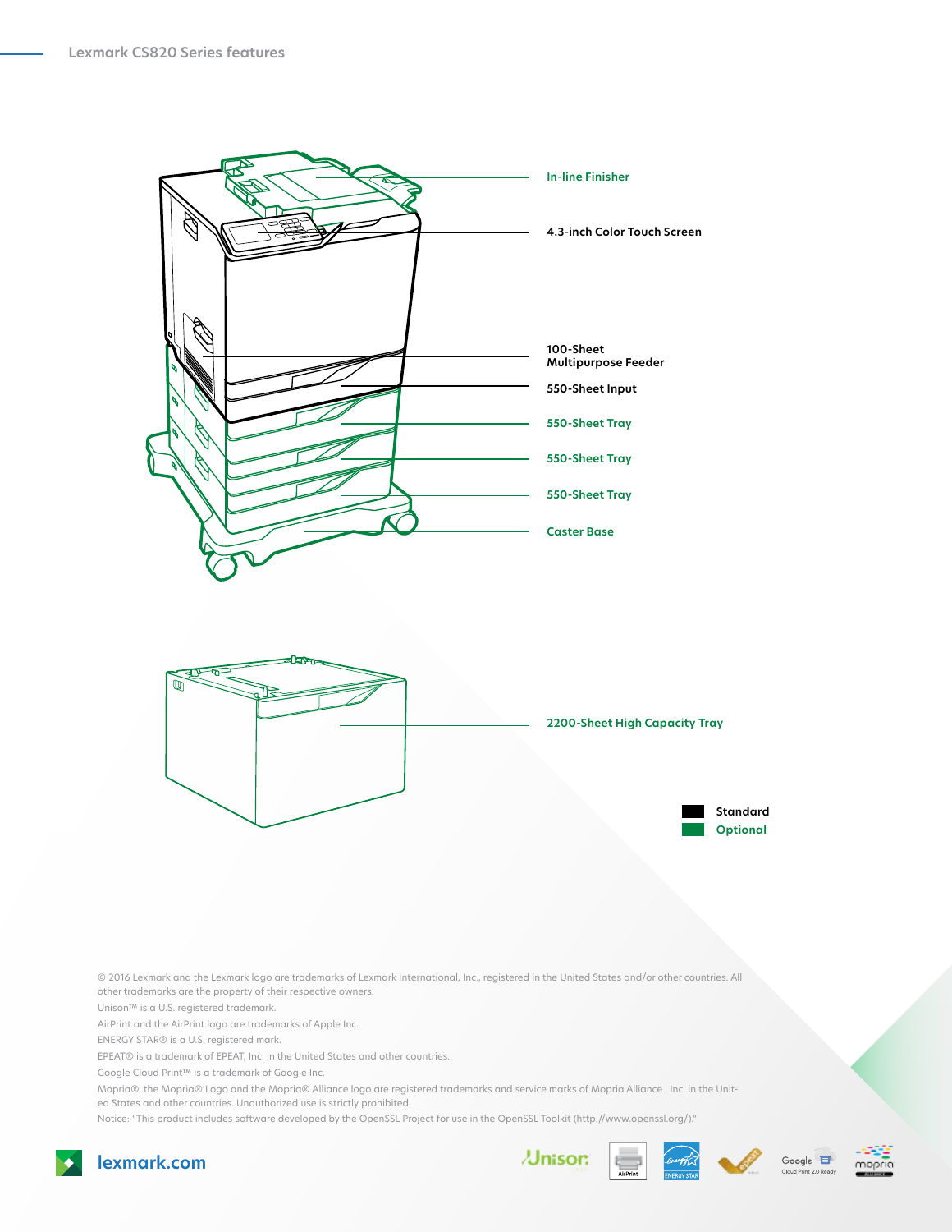## Lexmark CS820 Series features

In-line Finisher

4.3-inch Color Touch Screen

100-Sheet Multipurpose Feeder

550-Sheet Input

550-Sheet Tray

550-Sheet Tray

550-Sheet Tray

Caster Base

2200-Sheet High Capacity Tray

Standard

Optional

© 2016 Lexmark and the Lexmark logo are trademarks of Lexmark International, Inc., registered in the United States and/or other countries. All other trademarks are the property of their respective owners.

Unison™ is a U.S. registered trademark.

AirPrint and the AirPrint logo are trademarks of Apple Inc.

ENERGY STAR® is a U.S. registered mark.

EPEAT® is a trademark of EPEAT, Inc. in the United States and other countries.

Google Cloud Print™ is a trademark of Google Inc.

Mopria®, the Mopria® Logo and the Mopria® Alliance logo are registered trademarks and service marks of Mopria Alliance , Inc. in the United States and other countries. Unauthorized use is strictly prohibited.

Notice: "This product includes software developed by the OpenSSL Project for use in the OpenSSL Toolkit (http://www.openssl.org/)."

lexmark.com